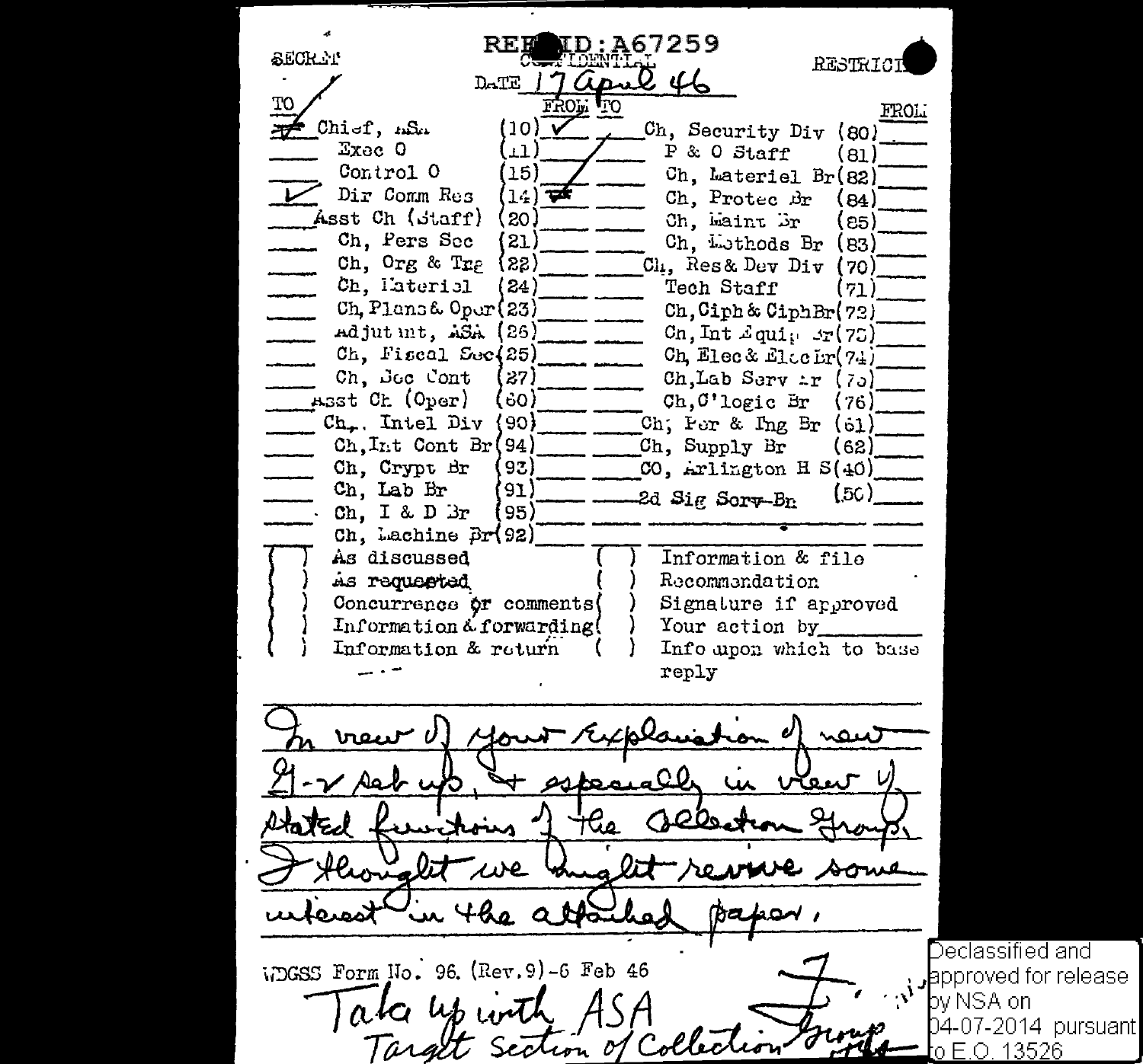REF ID:A67259

SECRET — CONFIDENTIAL — RESTRICTED

DATE 17 April 46

| TO | | | FROM | TO | | | FROM |
|---|---|---|---|---|---|---|---|
| ✓ | Chief, ASA | (10) | ✓ | | Ch, Security Div | (80) | |
| | Exec O | (11) | | | P & O Staff | (81) | |
| | Control O | (15) | | | Ch, Materiel Br | (82) | |
| ✓ | Dir Comm Res | (14) | | | Ch, Protec Br | (84) | |
| | Asst Ch (Staff) | (20) | | | Ch, Maint Br | (85) | |
| | Ch, Pers Sec | (21) | | | Ch, Methods Br | (83) | |
| | Ch, Org & Trg | (22) | | | Ch, Res & Dev Div | (70) | |
| | Ch, Materiel | (24) | | | Tech Staff | (71) | |
| | Ch, Plans & Oper | (23) | | | Ch, Ciph & Ciph Br | (72) | |
| | Adjutant, ASA | (26) | | | Ch, Int Equip Br | (73) | |
| | Ch, Fiscal Sec | (25) | | | Ch, Elec & Elec Br | (74) | |
| | Ch, Sec Cont | (27) | | | Ch, Lab Serv Br | (75) | |
| | Asst Ch (Oper) | (60) | | | Ch, C'logic Br | (76) | |
| | Ch, Intel Div | (90) | | | Ch, Per & Eng Br | (61) | |
| | Ch, Int Cont Br | (94) | | | Ch, Supply Br | (62) | |
| | Ch, Crypt Br | (93) | | | CO, Arlington H S | (40) | |
| | Ch, Lab Br | (91) | | | 2d Sig Serv Bn | (50) | |
| | Ch, I & D Br | (95) | | | | | |
| | Ch, Machine Br | (92) | | | | | |

- ( ) As discussed
- ( ) As requested
- ( ) Concurrence or comments
- ( ) Information & forwarding
- ( ) Information & return
- ( ) Information & file
- ( ) Recommendation
- ( ) Signature if approved
- ( ) Your action by________
- ( ) Info upon which to base reply

In view of your explanation of new G-2 set up, & especially in view of stated functions of the Collection Group, I thought we might revive some interest in the attached paper.

F.

WDGSS Form No. 96 (Rev.9)-6 Feb 46

Take up with ASA Target Section of Collection Group

Declassified and approved for release by NSA on 04-07-2014 pursuant to E.O. 13526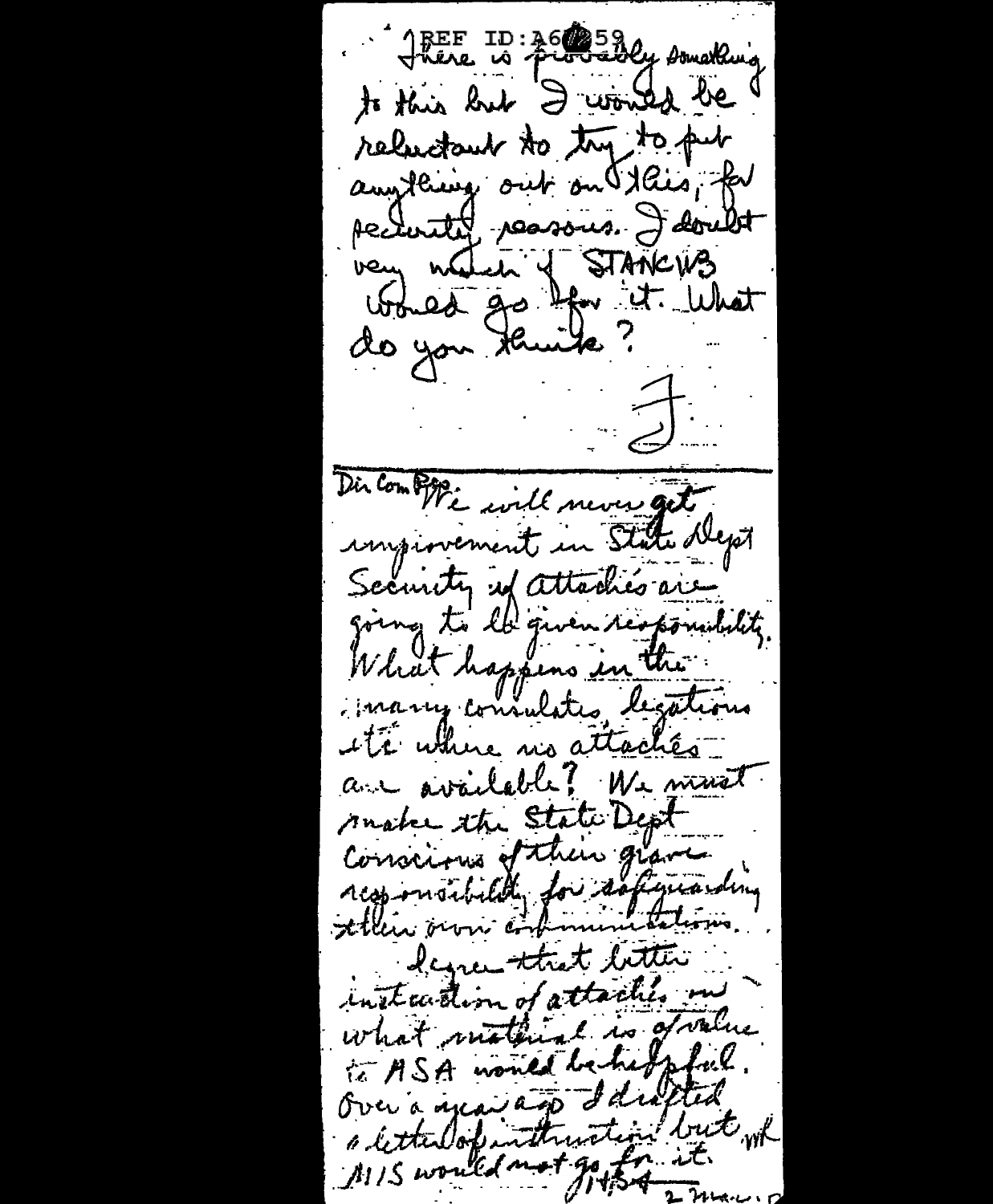REF ID:A60259

There is probably something to this but I would be reluctant to try to put anything out on this, for security reasons. I doubt very much if STANCIB would go for it. What do you think?

J.

---

Dir Com Pol: We will never get improvement in State Dept Security if attachés are going to be given responsibility. What happens in the many consulates, legations etc where no attachés are available? We must make the State Dept conscious of their grave responsibility for safeguarding their own communications.

I agree that better instruction of attachés on what material is of value to ASA would be helpful. Over a year ago I drafted a letter of instruction but MIS would not go for it. WR

HBA
2 Mar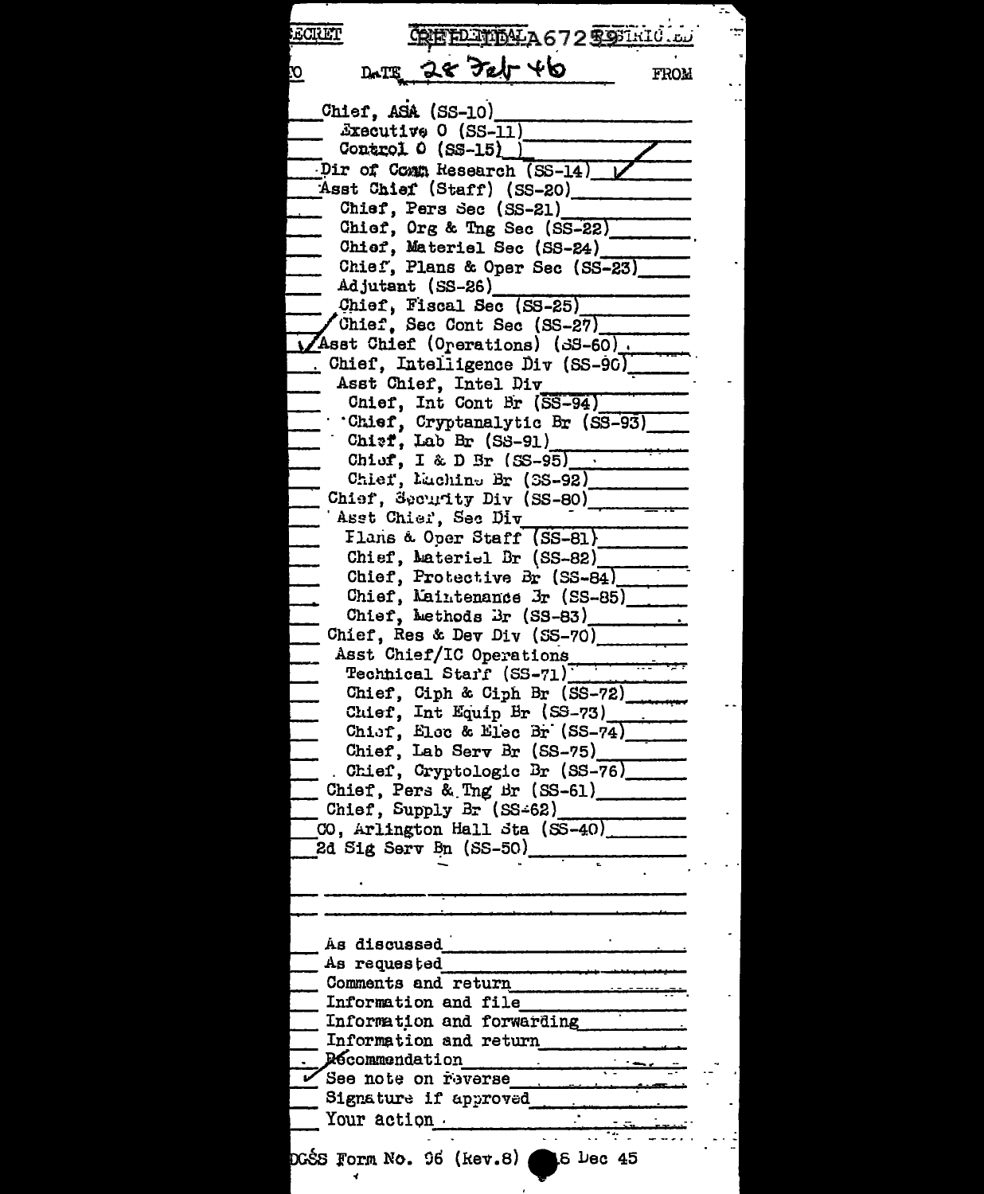SECRET CONFIDENTIAL A67259 RESTRICTED

TO DATE 28 Feb 46 FROM

- Chief, ASA (SS-10)
  - Executive O (SS-11)
  - Control O (SS-15) ✓
- Dir of Comm Research (SS-14) ✓
- Asst Chief (Staff) (SS-20)
  - Chief, Pers Sec (SS-21)
  - Chief, Org & Tng Sec (SS-22)
  - Chief, Materiel Sec (SS-24)
  - Chief, Plans & Oper Sec (SS-23)
  - Adjutant (SS-26)
  - Chief, Fiscal Sec (SS-25)
  - ✓ Chief, Sec Cont Sec (SS-27)
- ✓ Asst Chief (Operations) (SS-60)
- Chief, Intelligence Div (SS-90)
  - Asst Chief, Intel Div
    - Chief, Int Cont Br (SS-94)
    - Chief, Cryptanalytic Br (SS-93)
    - Chief, Lab Br (SS-91)
    - Chief, I & D Br (SS-95)
    - Chief, Machine Br (SS-92)
- Chief, Security Div (SS-80)
  - Asst Chief, Sec Div
    - Plans & Oper Staff (SS-81)
    - Chief, Materiel Br (SS-82)
    - Chief, Protective Br (SS-84)
    - Chief, Maintenance Br (SS-85)
    - Chief, Methods Br (SS-83)
- Chief, Res & Dev Div (SS-70)
  - Asst Chief/IC Operations
    - Technical Staff (SS-71)
    - Chief, Ciph & Ciph Br (SS-72)
    - Chief, Int Equip Br (SS-73)
    - Chief, Elec & Elec Br (SS-74)
    - Chief, Lab Serv Br (SS-75)
    - Chief, Cryptologic Br (SS-76)
- Chief, Pers & Tng Br (SS-61)
- Chief, Supply Br (SS-62)
- CO, Arlington Hall Sta (SS-40)
- 2d Sig Serv Bn (SS-50)

- As discussed
- As requested
- Comments and return
- Information and file
- Information and forwarding
- Information and return
- Recommendation
- ✓ See note on reverse
- Signature if approved
- Your action

DGSS Form No. 96 (Rev.8) 6 Dec 45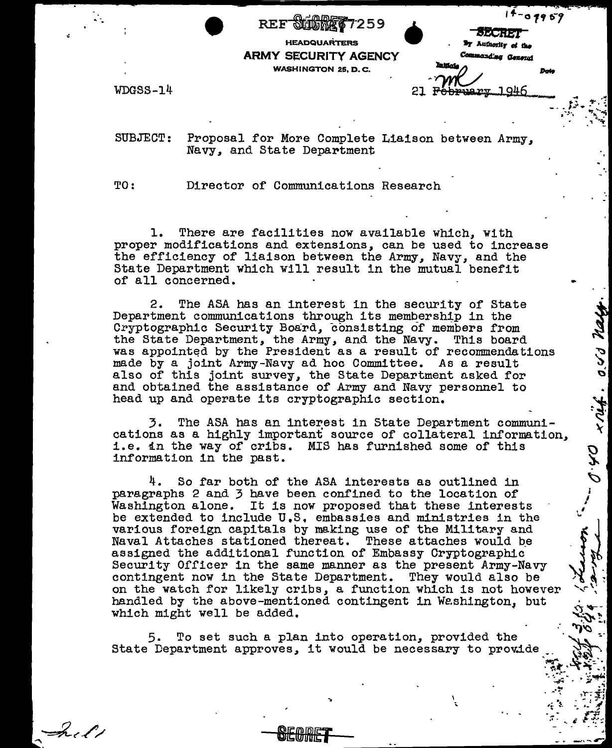REF SECRET 7259

14-09959

**HEADQUARTERS**
**ARMY SECURITY AGENCY**
WASHINGTON 25, D. C.

SECRET
By Authority of the
Commanding General
Initials MC Date

WDGSS-14

21 February 1946

SUBJECT: Proposal for More Complete Liaison between Army, Navy, and State Department

TO: Director of Communications Research

1. There are facilities now available which, with proper modifications and extensions, can be used to increase the efficiency of liaison between the Army, Navy, and the State Department which will result in the mutual benefit of all concerned.

2. The ASA has an interest in the security of State Department communications through its membership in the Cryptographic Security Board, consisting of members from the State Department, the Army, and the Navy. This board was appointed by the President as a result of recommendations made by a joint Army-Navy ad hoc Committee. As a result also of this joint survey, the State Department asked for and obtained the assistance of Army and Navy personnel to head up and operate its cryptographic section.

3. The ASA has an interest in State Department communications as a highly important source of collateral information, i.e. in the way of cribs. MIS has furnished some of this information in the past.

4. So far both of the ASA interests as outlined in paragraphs 2 and 3 have been confined to the location of Washington alone. It is now proposed that these interests be extended to include U.S. embassies and ministries in the various foreign capitals by making use of the Military and Naval Attaches stationed thereat. These attaches would be assigned the additional function of Embassy Cryptographic Security Officer in the same manner as the present Army-Navy contingent now in the State Department. They would also be on the watch for likely cribs, a function which is not however handled by the above-mentioned contingent in Washington, but which might well be added.

5. To set such a plan into operation, provided the State Department approves, it would be necessary to provide

SECRET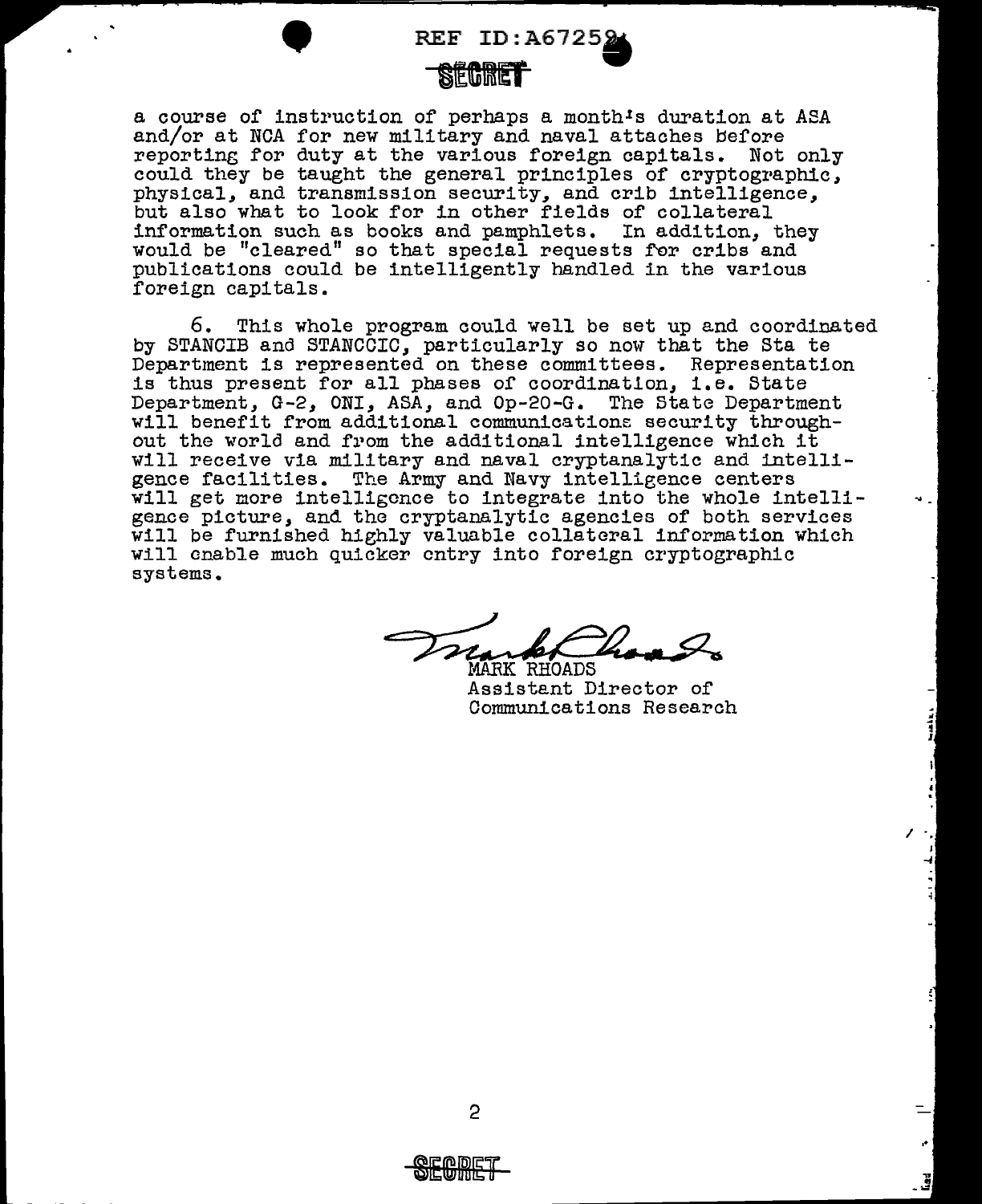a course of instruction of perhaps a month's duration at ASA and/or at NCA for new military and naval attaches before reporting for duty at the various foreign capitals. Not only could they be taught the general principles of cryptographic, physical, and transmission security, and crib intelligence, but also what to look for in other fields of collateral information such as books and pamphlets. In addition, they would be "cleared" so that special requests for cribs and publications could be intelligently handled in the various foreign capitals.

6. This whole program could well be set up and coordinated by STANCIB and STANCCIC, particularly so now that the Sta te Department is represented on these committees. Representation is thus present for all phases of coordination, i.e. State Department, G-2, ONI, ASA, and Op-20-G. The State Department will benefit from additional communications security throughout the world and from the additional intelligence which it will receive via military and naval cryptanalytic and intelligence facilities. The Army and Navy intelligence centers will get more intelligence to integrate into the whole intelligence picture, and the cryptanalytic agencies of both services will be furnished highly valuable collateral information which will enable much quicker entry into foreign cryptographic systems.

MARK RHOADS
Assistant Director of
Communications Research